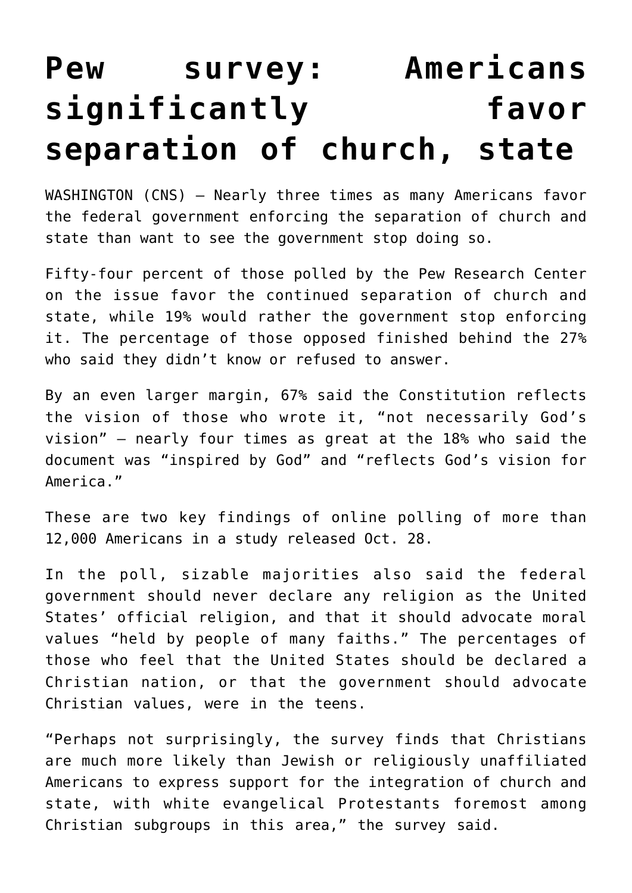# Pew survey: Americans significantly favor separation of church, state

WASHINGTON (CNS) — Nearly three times as many Americans favor the federal government enforcing the separation of church and state than want to see the government stop doing so.

Fifty-four percent of those polled by the Pew Research Center on the issue favor the continued separation of church and state, while 19% would rather the government stop enforcing it. The percentage of those opposed finished behind the 27% who said they didn't know or refused to answer.

By an even larger margin, 67% said the Constitution reflects the vision of those who wrote it, "not necessarily God's vision" — nearly four times as great at the 18% who said the document was "inspired by God" and "reflects God's vision for America."

These are two key findings of online polling of more than 12,000 Americans in a study released Oct. 28.

In the poll, sizable majorities also said the federal government should never declare any religion as the United States' official religion, and that it should advocate moral values "held by people of many faiths." The percentages of those who feel that the United States should be declared a Christian nation, or that the government should advocate Christian values, were in the teens.

"Perhaps not surprisingly, the survey finds that Christians are much more likely than Jewish or religiously unaffiliated Americans to express support for the integration of church and state, with white evangelical Protestants foremost among Christian subgroups in this area," the survey said.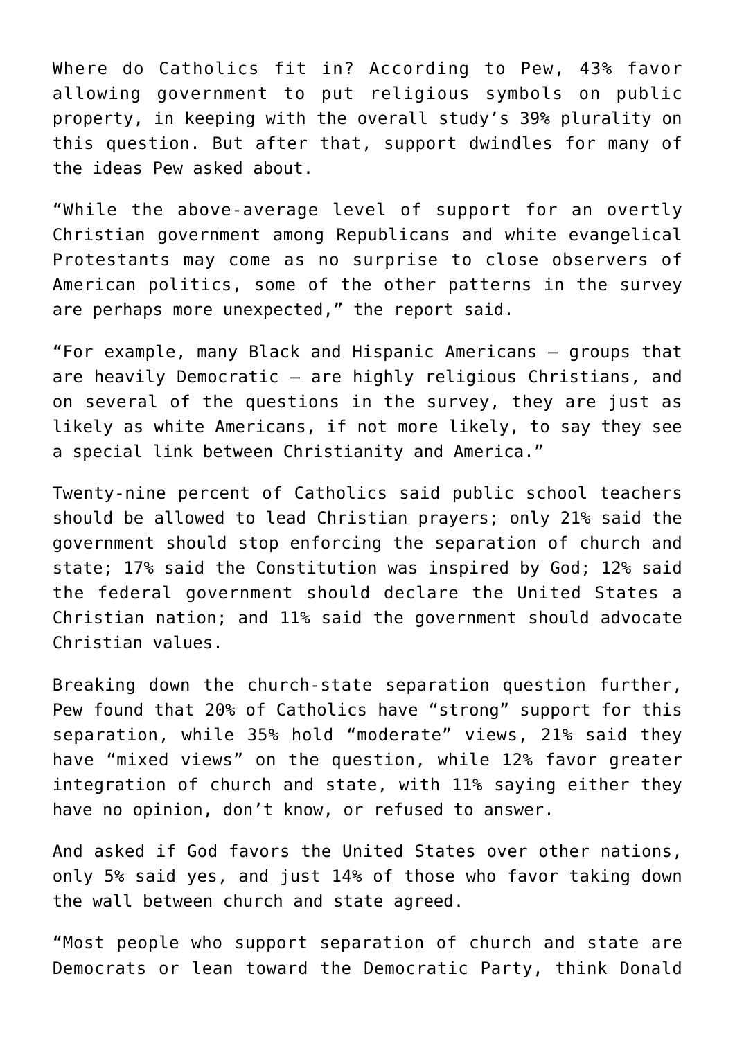Where do Catholics fit in? According to Pew, 43% favor allowing government to put religious symbols on public property, in keeping with the overall study's 39% plurality on this question. But after that, support dwindles for many of the ideas Pew asked about.

"While the above-average level of support for an overtly Christian government among Republicans and white evangelical Protestants may come as no surprise to close observers of American politics, some of the other patterns in the survey are perhaps more unexpected," the report said.

"For example, many Black and Hispanic Americans – groups that are heavily Democratic – are highly religious Christians, and on several of the questions in the survey, they are just as likely as white Americans, if not more likely, to say they see a special link between Christianity and America."

Twenty-nine percent of Catholics said public school teachers should be allowed to lead Christian prayers; only 21% said the government should stop enforcing the separation of church and state; 17% said the Constitution was inspired by God; 12% said the federal government should declare the United States a Christian nation; and 11% said the government should advocate Christian values.

Breaking down the church-state separation question further, Pew found that 20% of Catholics have "strong" support for this separation, while 35% hold "moderate" views, 21% said they have "mixed views" on the question, while 12% favor greater integration of church and state, with 11% saying either they have no opinion, don't know, or refused to answer.

And asked if God favors the United States over other nations, only 5% said yes, and just 14% of those who favor taking down the wall between church and state agreed.

"Most people who support separation of church and state are Democrats or lean toward the Democratic Party, think Donald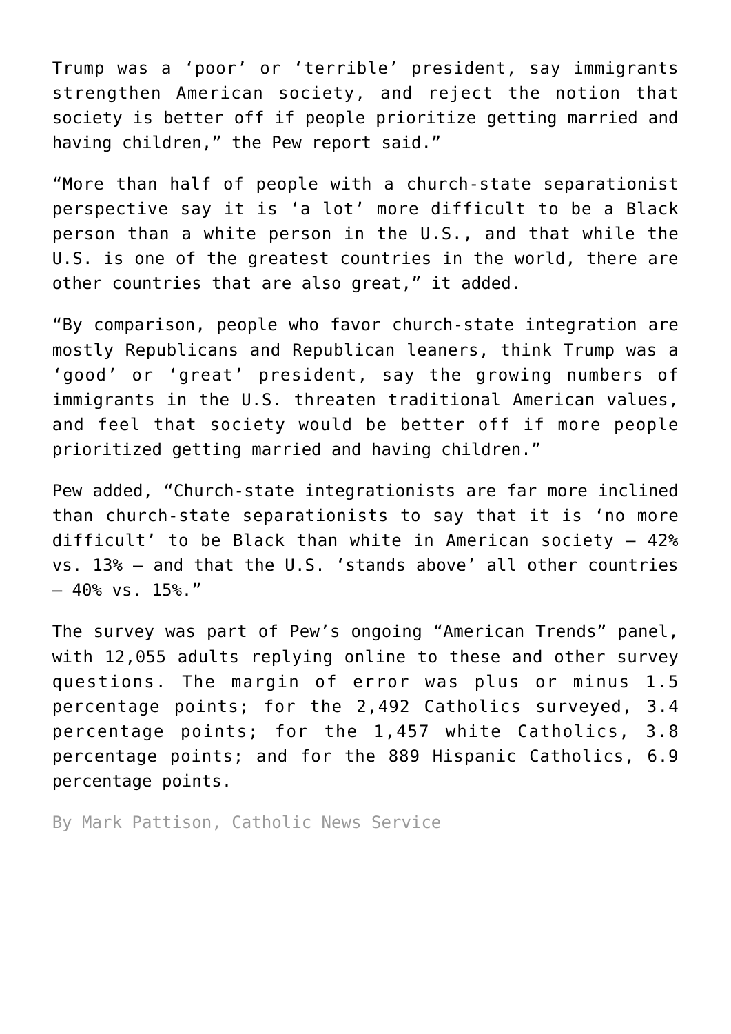Trump was a ‘poor’ or ‘terrible’ president, say immigrants strengthen American society, and reject the notion that society is better off if people prioritize getting married and having children,” the Pew report said.”

“More than half of people with a church-state separationist perspective say it is ‘a lot’ more difficult to be a Black person than a white person in the U.S., and that while the U.S. is one of the greatest countries in the world, there are other countries that are also great,” it added.

“By comparison, people who favor church-state integration are mostly Republicans and Republican leaners, think Trump was a ‘good’ or ‘great’ president, say the growing numbers of immigrants in the U.S. threaten traditional American values, and feel that society would be better off if more people prioritized getting married and having children.”

Pew added, “Church-state integrationists are far more inclined than church-state separationists to say that it is ‘no more difficult’ to be Black than white in American society — 42% vs. 13% — and that the U.S. ‘stands above’ all other countries — 40% vs. 15%.”

The survey was part of Pew’s ongoing “American Trends” panel, with 12,055 adults replying online to these and other survey questions. The margin of error was plus or minus 1.5 percentage points; for the 2,492 Catholics surveyed, 3.4 percentage points; for the 1,457 white Catholics, 3.8 percentage points; and for the 889 Hispanic Catholics, 6.9 percentage points.

By Mark Pattison, Catholic News Service